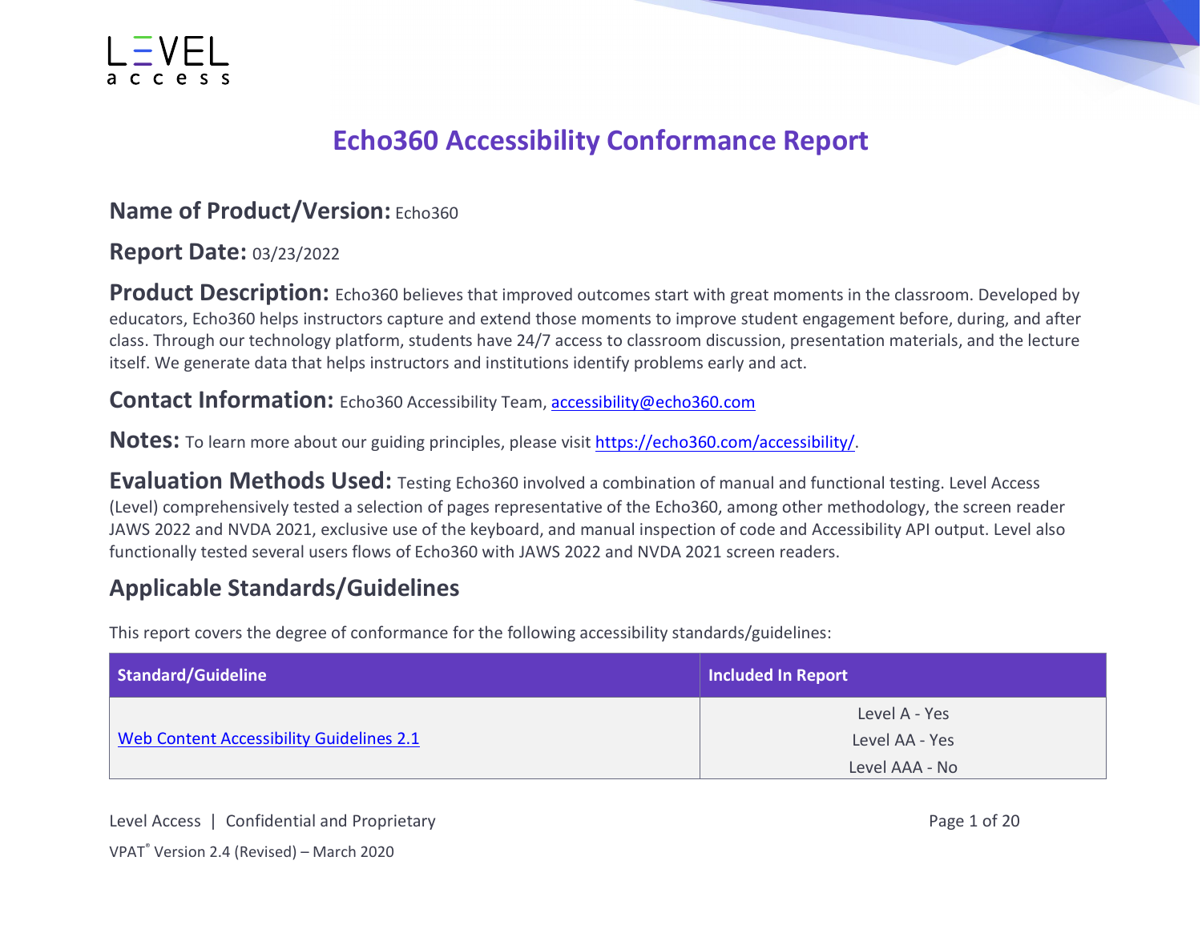# Echo360 Accessibility Conformance Report

**Name of Product/Version:** Echo360

**Report Date:** 03/23/2022

**Product Description:** Echo360 believes that improved outcomes start with great moments in the classroom. Developed by educators, Echo360 helps instructors capture and extend those moments to improve student engagement before, during, and after class. Through our technology platform, students have 24/7 access to classroom discussion, presentation materials, and the lecture itself. We generate data that helps instructors and institutions identify problems early and act.

**Contact Information:** Echo360 Accessibility Team, [accessibility@echo360.com](mailto:accessibility@echo360.com)

**Notes:** To learn more about our guiding principles, please visit [https://echo360.com/accessibility/](https://echo360.com/accessibility/).

**Evaluation Methods Used:** Testing Echo360 involved a combination of manual and functional testing. Level Access (Level) comprehensively tested a selection of pages representative of the Echo360, among other methodology, the screen reader JAWS 2022 and NVDA 2021, exclusive use of the keyboard, and manual inspection of code and Accessibility API output. Level also functionally tested several users flows of Echo360 with JAWS 2022 and NVDA 2021 screen readers.

## Applicable Standards/Guidelines

This report covers the degree of conformance for the following accessibility standards/guidelines:

| Standard/Guideline | Included In Report |
| --- | --- |
| Web Content Accessibility Guidelines 2.1 | Level A - Yes<br>Level AA - Yes<br>Level AAA - No |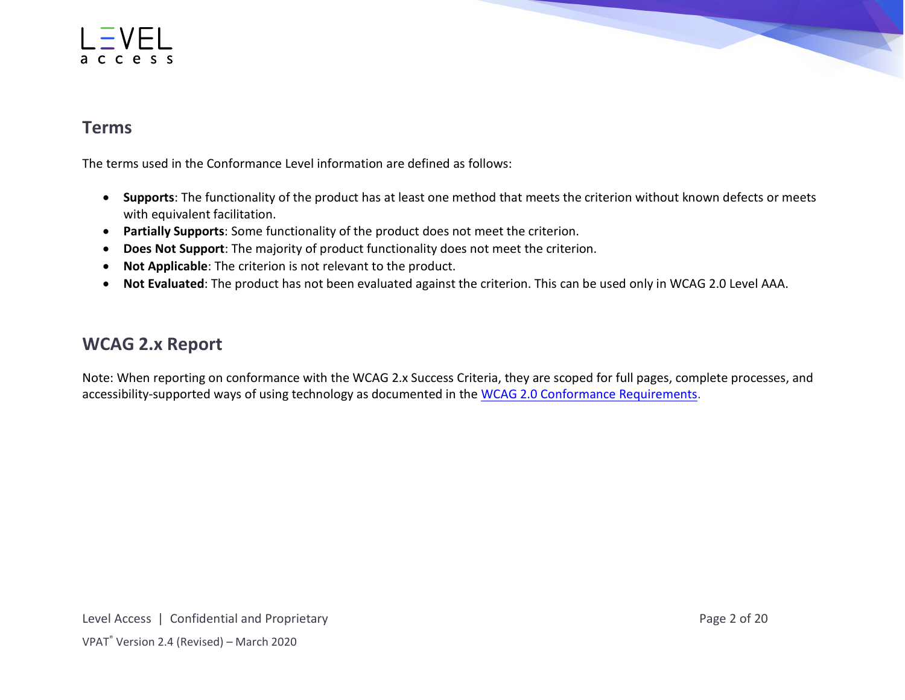## Terms

The terms used in the Conformance Level information are defined as follows:

- **Supports**: The functionality of the product has at least one method that meets the criterion without known defects or meets with equivalent facilitation.
- **Partially Supports**: Some functionality of the product does not meet the criterion.
- **Does Not Support**: The majority of product functionality does not meet the criterion.
- **Not Applicable**: The criterion is not relevant to the product.
- **Not Evaluated**: The product has not been evaluated against the criterion. This can be used only in WCAG 2.0 Level AAA.

## WCAG 2.x Report

Note: When reporting on conformance with the WCAG 2.x Success Criteria, they are scoped for full pages, complete processes, and accessibility-supported ways of using technology as documented in the WCAG 2.0 Conformance Requirements.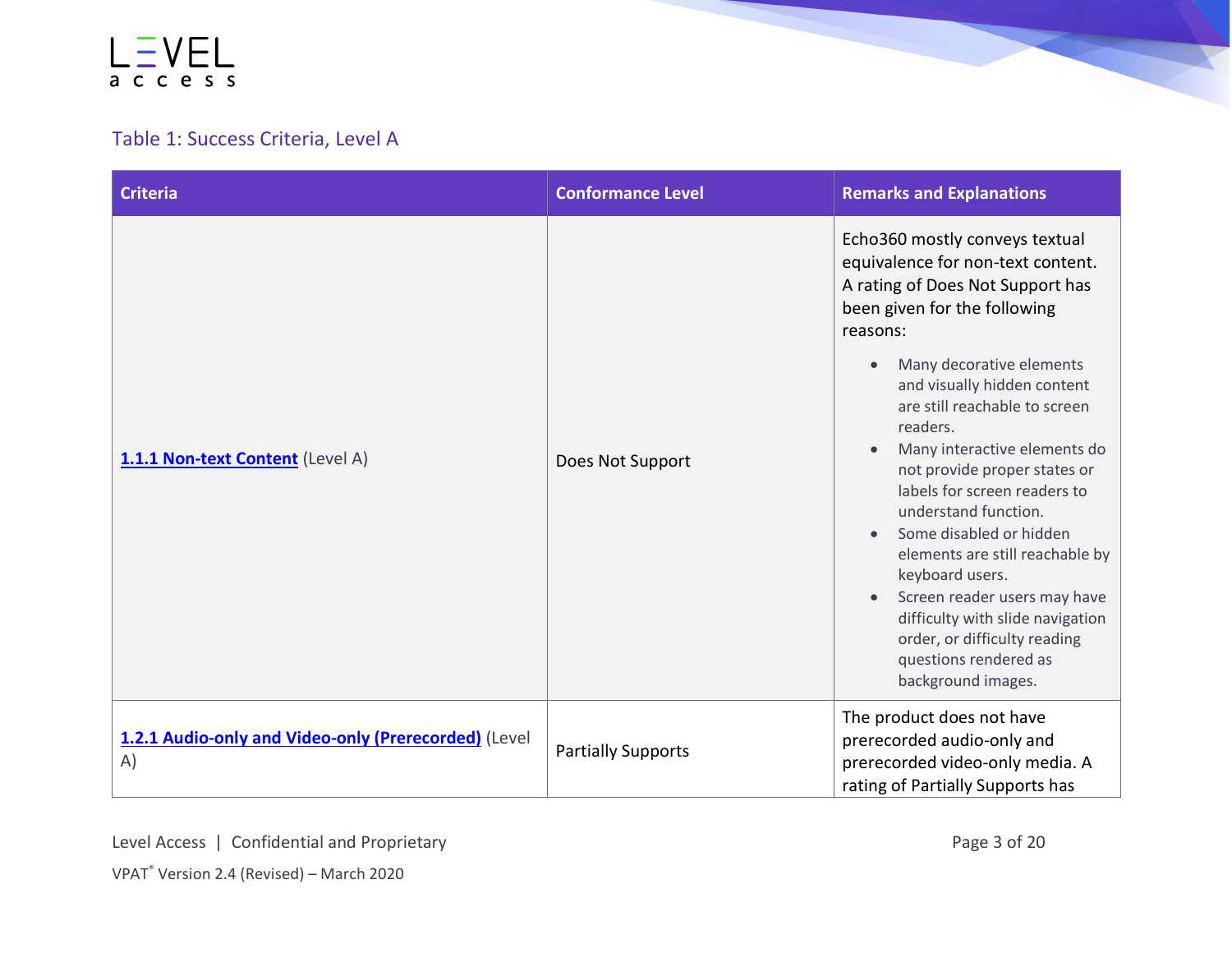Table 1: Success Criteria, Level A

| Criteria | Conformance Level | Remarks and Explanations |
| --- | --- | --- |
| **1.1.1 Non-text Content** (Level A) | Does Not Support | Echo360 mostly conveys textual equivalence for non-text content. A rating of Does Not Support has been given for the following reasons:<br>• Many decorative elements and visually hidden content are still reachable to screen readers.<br>• Many interactive elements do not provide proper states or labels for screen readers to understand function.<br>• Some disabled or hidden elements are still reachable by keyboard users.<br>• Screen reader users may have difficulty with slide navigation order, or difficulty reading questions rendered as background images. |
| **1.2.1 Audio-only and Video-only (Prerecorded)** (Level A) | Partially Supports | The product does not have prerecorded audio-only and prerecorded video-only media. A rating of Partially Supports has |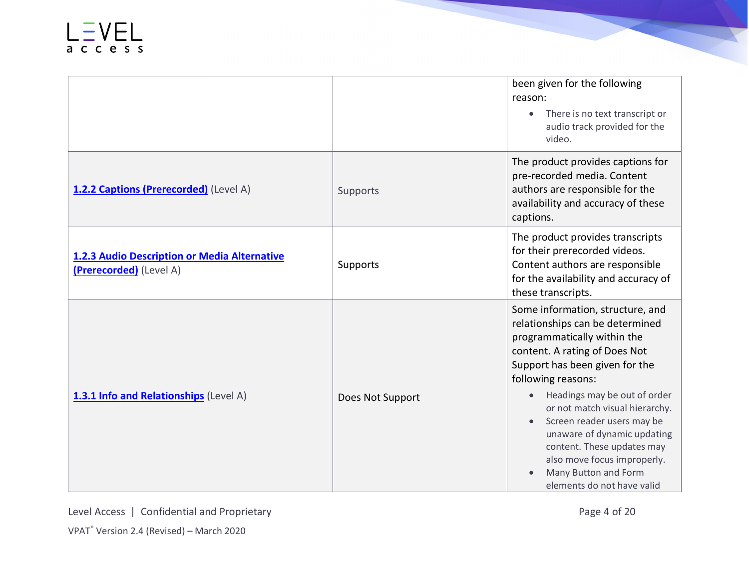| Criteria | Conformance Level | Remarks and Explanations |
| --- | --- | --- |
| | | been given for the following reason:<br>• There is no text transcript or audio track provided for the video. |
| [1.2.2 Captions (Prerecorded)](#) (Level A) | Supports | The product provides captions for pre-recorded media. Content authors are responsible for the availability and accuracy of these captions. |
| [1.2.3 Audio Description or Media Alternative (Prerecorded)](#) (Level A) | Supports | The product provides transcripts for their prerecorded videos. Content authors are responsible for the availability and accuracy of these transcripts. |
| [1.3.1 Info and Relationships](#) (Level A) | Does Not Support | Some information, structure, and relationships can be determined programmatically within the content. A rating of Does Not Support has been given for the following reasons:<br>• Headings may be out of order or not match visual hierarchy.<br>• Screen reader users may be unaware of dynamic updating content. These updates may also move focus improperly.<br>• Many Button and Form elements do not have valid |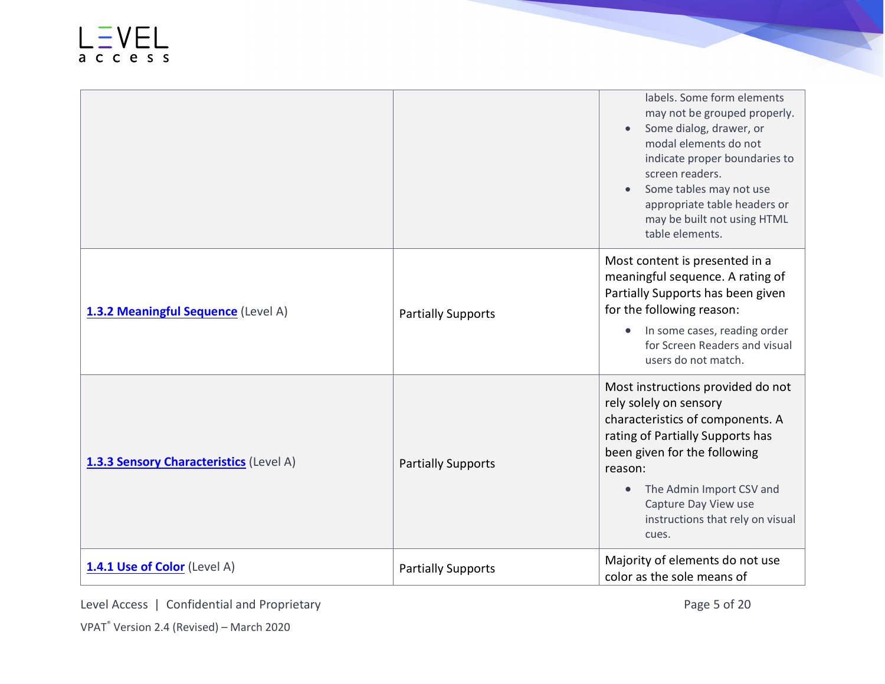| | | |
|---|---|---|
| | | labels. Some form elements may not be grouped properly.<br>• Some dialog, drawer, or modal elements do not indicate proper boundaries to screen readers.<br>• Some tables may not use appropriate table headers or may be built not using HTML table elements. |
| **1.3.2 Meaningful Sequence** (Level A) | Partially Supports | Most content is presented in a meaningful sequence. A rating of Partially Supports has been given for the following reason:<br>• In some cases, reading order for Screen Readers and visual users do not match. |
| **1.3.3 Sensory Characteristics** (Level A) | Partially Supports | Most instructions provided do not rely solely on sensory characteristics of components. A rating of Partially Supports has been given for the following reason:<br>• The Admin Import CSV and Capture Day View use instructions that rely on visual cues. |
| **1.4.1 Use of Color** (Level A) | Partially Supports | Majority of elements do not use color as the sole means of |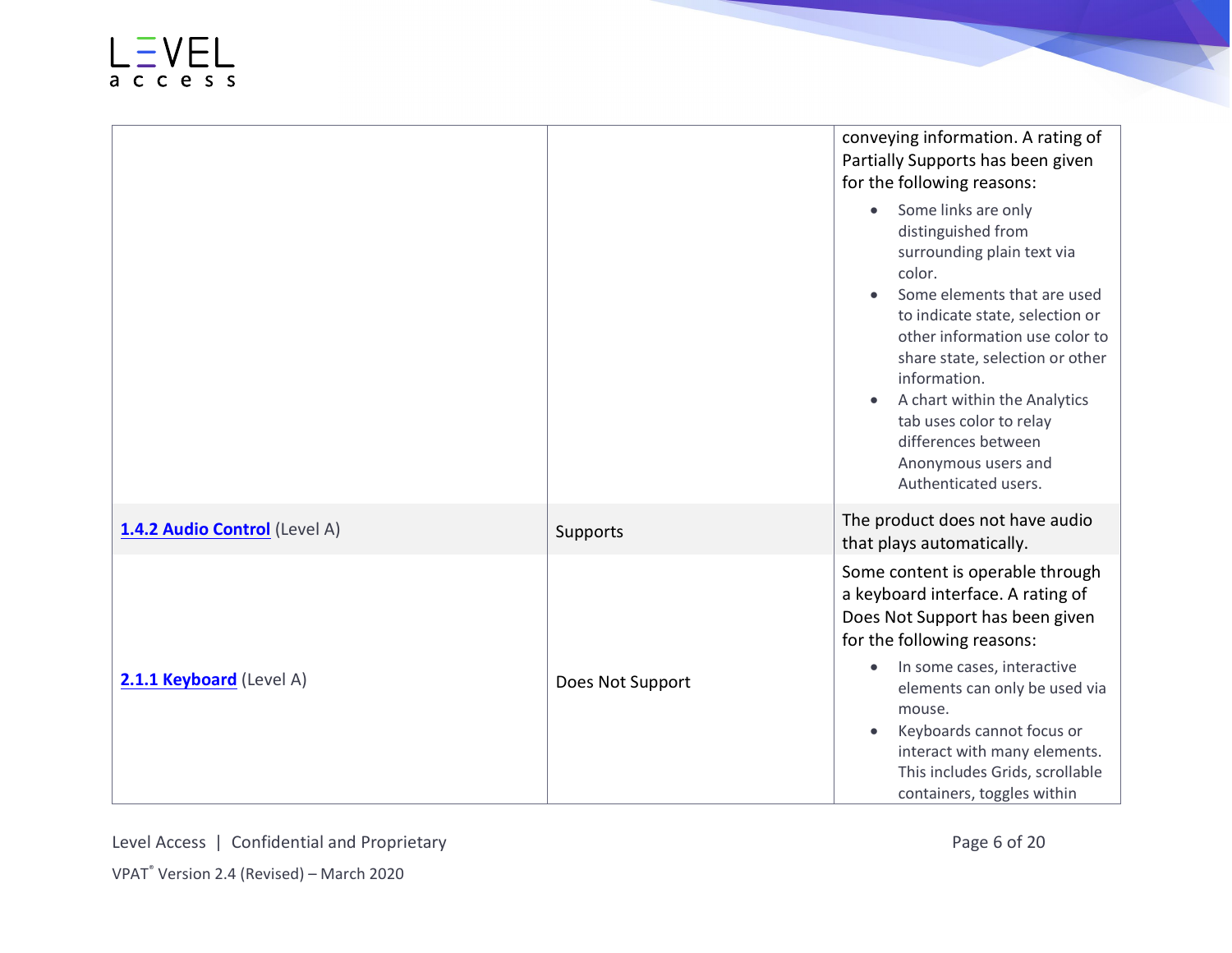| | | |
|---|---|---|
| | | conveying information. A rating of Partially Supports has been given for the following reasons:<br>• Some links are only distinguished from surrounding plain text via color.<br>• Some elements that are used to indicate state, selection or other information use color to share state, selection or other information.<br>• A chart within the Analytics tab uses color to relay differences between Anonymous users and Authenticated users. |
| **1.4.2 Audio Control** (Level A) | Supports | The product does not have audio that plays automatically. |
| **2.1.1 Keyboard** (Level A) | Does Not Support | Some content is operable through a keyboard interface. A rating of Does Not Support has been given for the following reasons:<br>• In some cases, interactive elements can only be used via mouse.<br>• Keyboards cannot focus or interact with many elements. This includes Grids, scrollable containers, toggles within |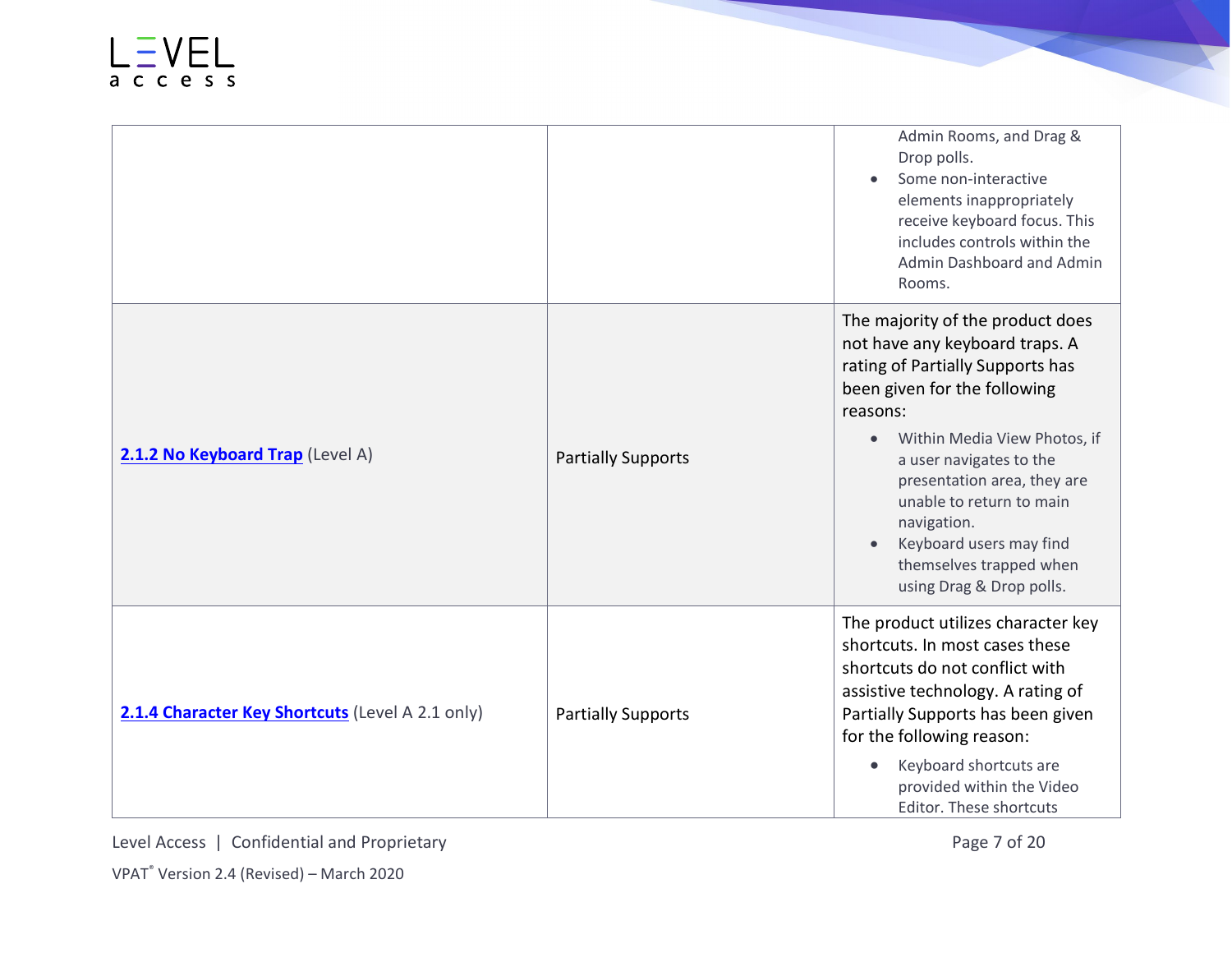| | | |
|---|---|---|
| | | Admin Rooms, and Drag & Drop polls.<br>• Some non-interactive elements inappropriately receive keyboard focus. This includes controls within the Admin Dashboard and Admin Rooms. |
| **2.1.2 No Keyboard Trap** (Level A) | Partially Supports | The majority of the product does not have any keyboard traps. A rating of Partially Supports has been given for the following reasons:<br>• Within Media View Photos, if a user navigates to the presentation area, they are unable to return to main navigation.<br>• Keyboard users may find themselves trapped when using Drag & Drop polls. |
| **2.1.4 Character Key Shortcuts** (Level A 2.1 only) | Partially Supports | The product utilizes character key shortcuts. In most cases these shortcuts do not conflict with assistive technology. A rating of Partially Supports has been given for the following reason:<br>• Keyboard shortcuts are provided within the Video Editor. These shortcuts |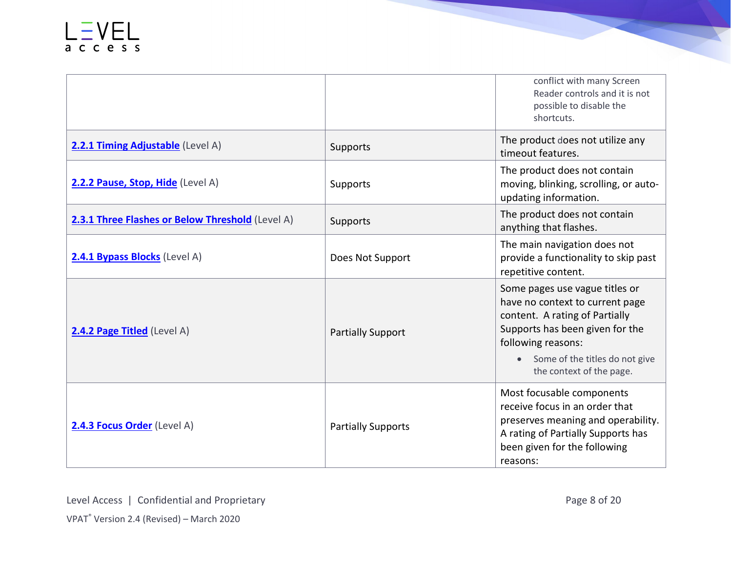| | | |
|---|---|---|
| | | <ul><li>conflict with many Screen Reader controls and it is not possible to disable the shortcuts.</li></ul> |
| **2.2.1 Timing Adjustable** (Level A) | Supports | The product does not utilize any timeout features. |
| **2.2.2 Pause, Stop, Hide** (Level A) | Supports | The product does not contain moving, blinking, scrolling, or auto-updating information. |
| **2.3.1 Three Flashes or Below Threshold** (Level A) | Supports | The product does not contain anything that flashes. |
| **2.4.1 Bypass Blocks** (Level A) | Does Not Support | The main navigation does not provide a functionality to skip past repetitive content. |
| **2.4.2 Page Titled** (Level A) | Partially Support | Some pages use vague titles or have no context to current page content. A rating of Partially Supports has been given for the following reasons:<ul><li>Some of the titles do not give the context of the page.</li></ul> |
| **2.4.3 Focus Order** (Level A) | Partially Supports | Most focusable components receive focus in an order that preserves meaning and operability. A rating of Partially Supports has been given for the following reasons: |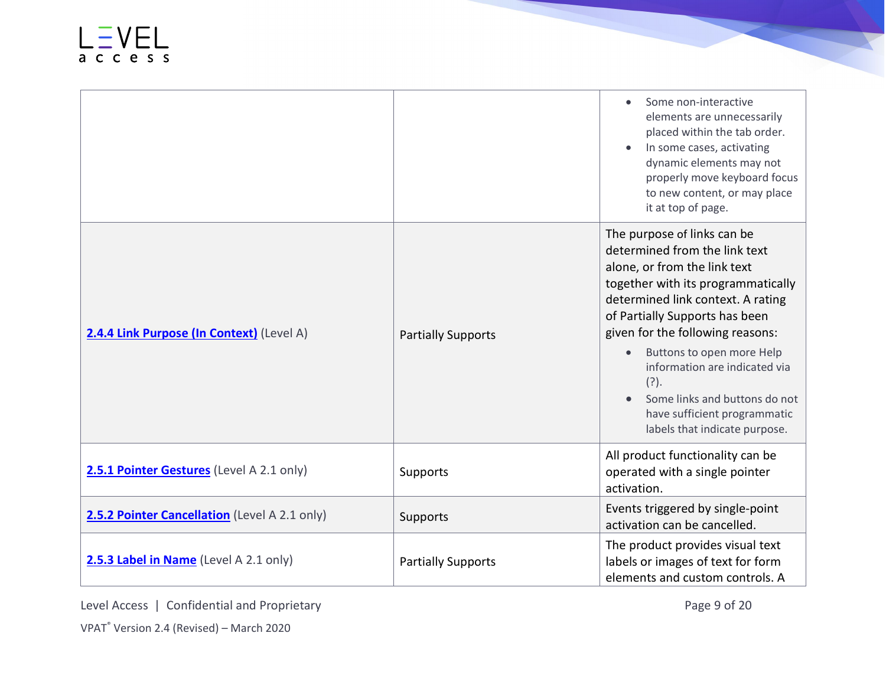| | | |
|---|---|---|
| | | • Some non-interactive elements are unnecessarily placed within the tab order.<br>• In some cases, activating dynamic elements may not properly move keyboard focus to new content, or may place it at top of page. |
| **2.4.4 Link Purpose (In Context)** (Level A) | Partially Supports | The purpose of links can be determined from the link text alone, or from the link text together with its programmatically determined link context. A rating of Partially Supports has been given for the following reasons:<br>• Buttons to open more Help information are indicated via (?).<br>• Some links and buttons do not have sufficient programmatic labels that indicate purpose. |
| **2.5.1 Pointer Gestures** (Level A 2.1 only) | Supports | All product functionality can be operated with a single pointer activation. |
| **2.5.2 Pointer Cancellation** (Level A 2.1 only) | Supports | Events triggered by single-point activation can be cancelled. |
| **2.5.3 Label in Name** (Level A 2.1 only) | Partially Supports | The product provides visual text labels or images of text for form elements and custom controls. A |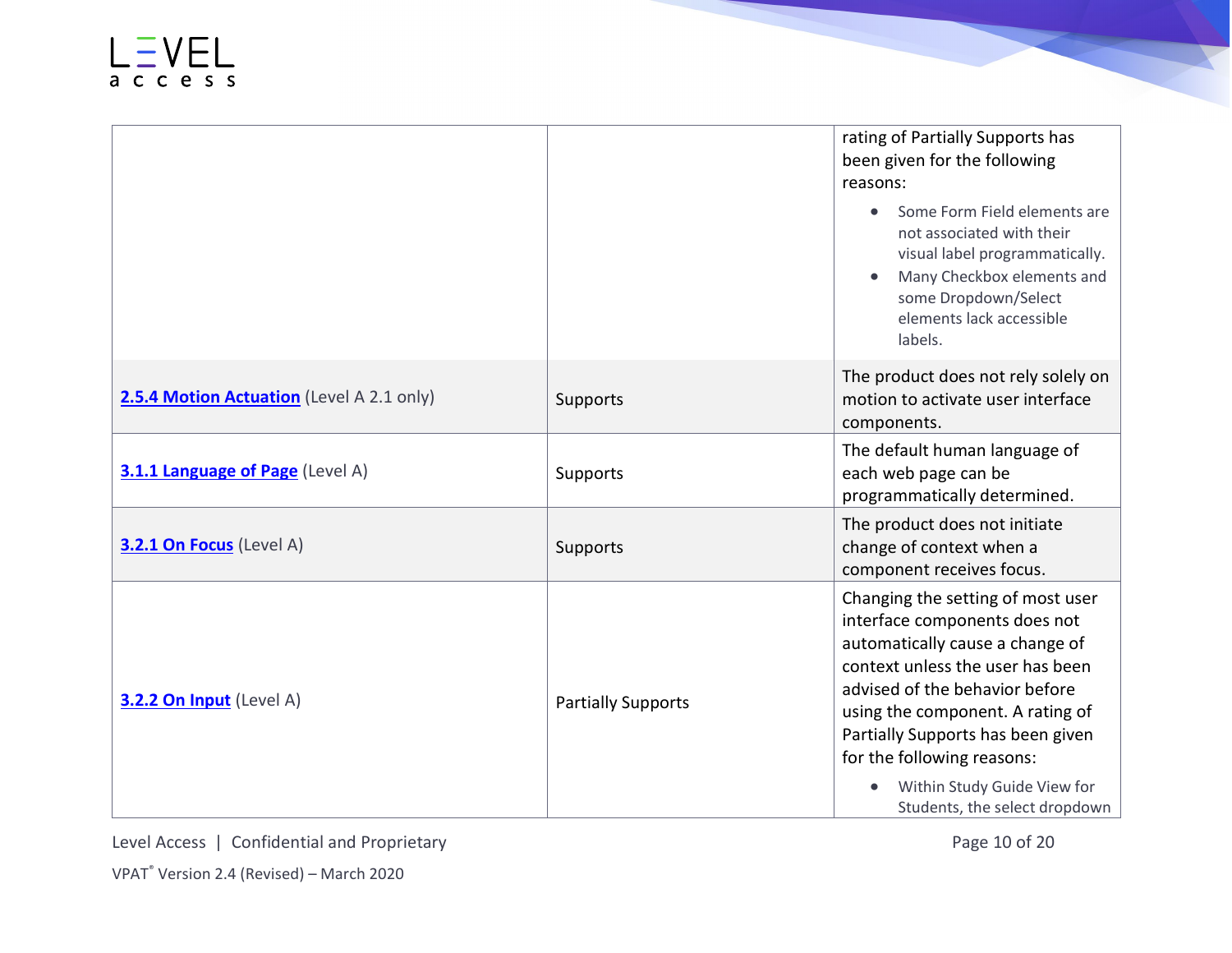| | | |
|---|---|---|
| | | rating of Partially Supports has been given for the following reasons:<br>• Some Form Field elements are not associated with their visual label programmatically.<br>• Many Checkbox elements and some Dropdown/Select elements lack accessible labels. |
| **2.5.4 Motion Actuation** (Level A 2.1 only) | Supports | The product does not rely solely on motion to activate user interface components. |
| **3.1.1 Language of Page** (Level A) | Supports | The default human language of each web page can be programmatically determined. |
| **3.2.1 On Focus** (Level A) | Supports | The product does not initiate change of context when a component receives focus. |
| **3.2.2 On Input** (Level A) | Partially Supports | Changing the setting of most user interface components does not automatically cause a change of context unless the user has been advised of the behavior before using the component. A rating of Partially Supports has been given for the following reasons:<br>• Within Study Guide View for Students, the select dropdown |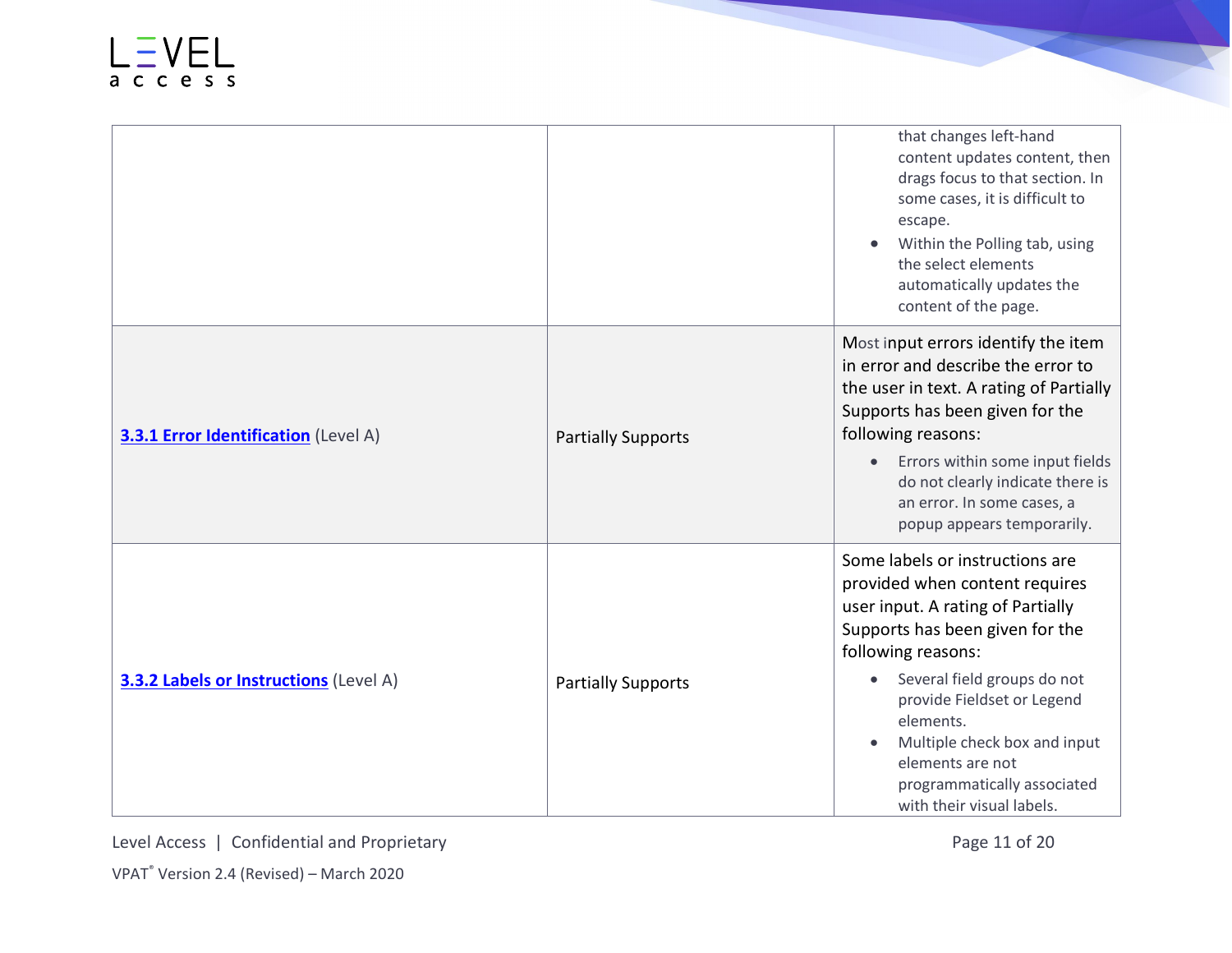| | | |
|---|---|---|
| | | that changes left-hand content updates content, then drags focus to that section. In some cases, it is difficult to escape.<br>• Within the Polling tab, using the select elements automatically updates the content of the page. |
| **[3.3.1 Error Identification](#)** (Level A) | Partially Supports | Most input errors identify the item in error and describe the error to the user in text. A rating of Partially Supports has been given for the following reasons:<br>• Errors within some input fields do not clearly indicate there is an error. In some cases, a popup appears temporarily. |
| **[3.3.2 Labels or Instructions](#)** (Level A) | Partially Supports | Some labels or instructions are provided when content requires user input. A rating of Partially Supports has been given for the following reasons:<br>• Several field groups do not provide Fieldset or Legend elements.<br>• Multiple check box and input elements are not programmatically associated with their visual labels. |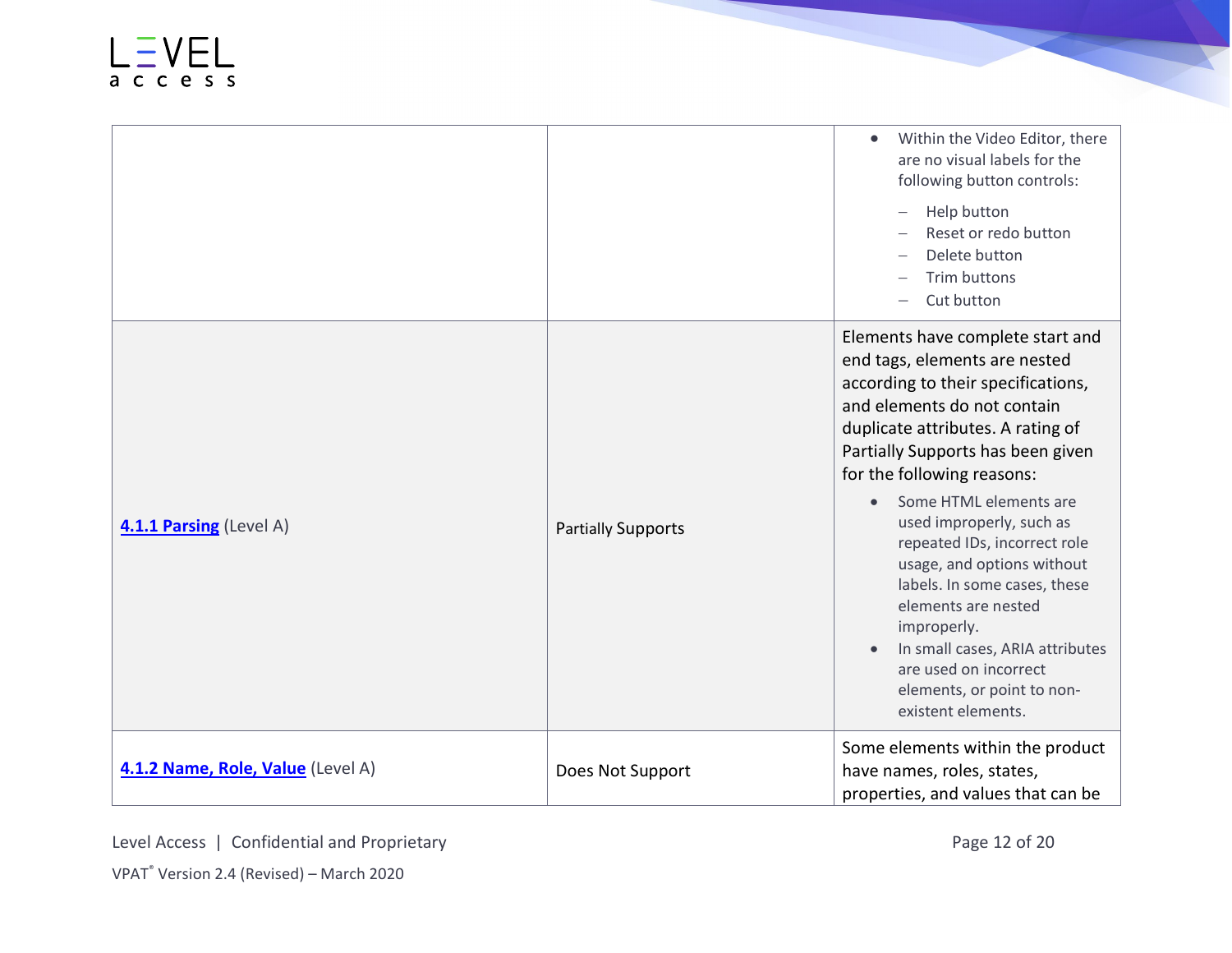| | | |
|---|---|---|
| | | • Within the Video Editor, there are no visual labels for the following button controls: <br> – Help button <br> – Reset or redo button <br> – Delete button <br> – Trim buttons <br> – Cut button |
| **4.1.1 Parsing** (Level A) | Partially Supports | Elements have complete start and end tags, elements are nested according to their specifications, and elements do not contain duplicate attributes. A rating of Partially Supports has been given for the following reasons: <br> • Some HTML elements are used improperly, such as repeated IDs, incorrect role usage, and options without labels. In some cases, these elements are nested improperly. <br> • In small cases, ARIA attributes are used on incorrect elements, or point to non-existent elements. |
| **4.1.2 Name, Role, Value** (Level A) | Does Not Support | Some elements within the product have names, roles, states, properties, and values that can be |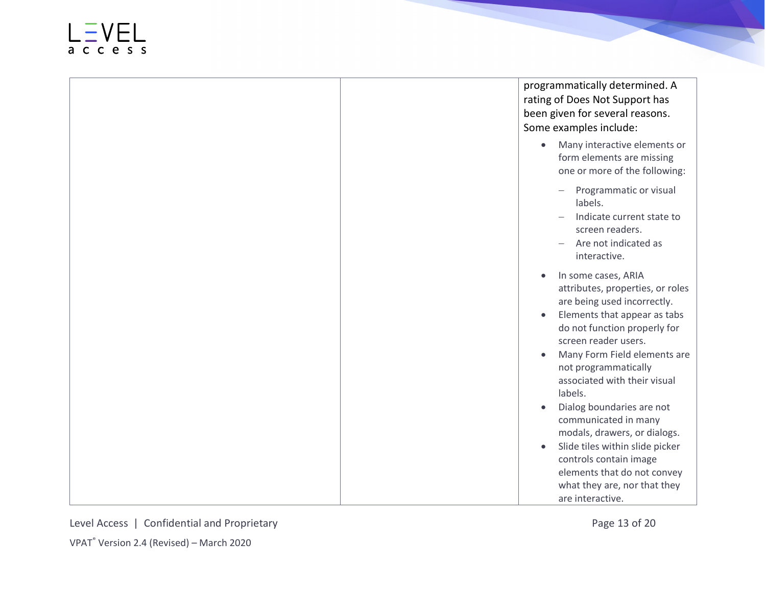| | | |
|---|---|---|
| | | programmatically determined. A rating of Does Not Support has been given for several reasons. Some examples include:<br><ul><li>Many interactive elements or form elements are missing one or more of the following:<ul><li>Programmatic or visual labels.</li><li>Indicate current state to screen readers.</li><li>Are not indicated as interactive.</li></ul></li><li>In some cases, ARIA attributes, properties, or roles are being used incorrectly.</li><li>Elements that appear as tabs do not function properly for screen reader users.</li><li>Many Form Field elements are not programmatically associated with their visual labels.</li><li>Dialog boundaries are not communicated in many modals, drawers, or dialogs.</li><li>Slide tiles within slide picker controls contain image elements that do not convey what they are, nor that they are interactive.</li></ul> |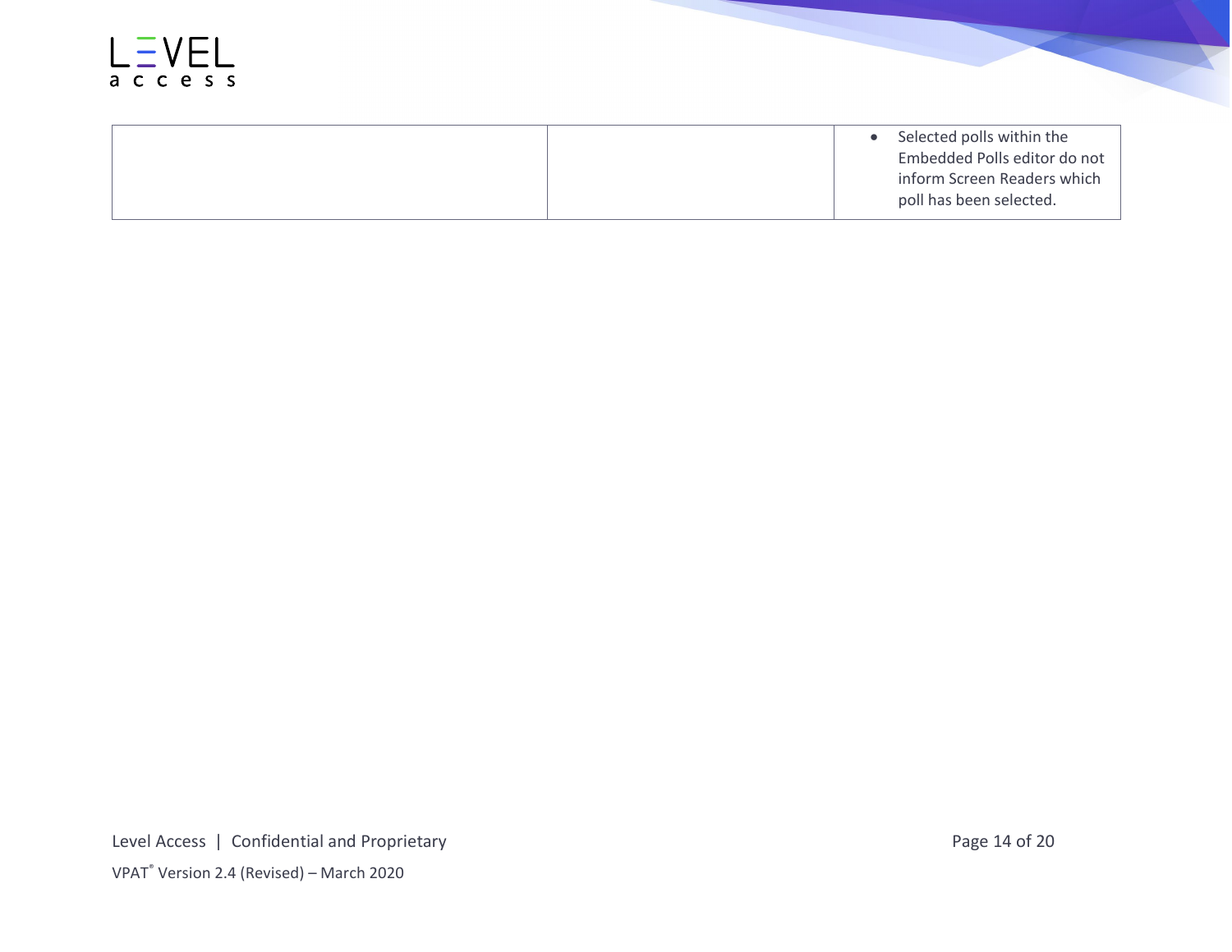| | | |
|---|---|---|
| | | • Selected polls within the Embedded Polls editor do not inform Screen Readers which poll has been selected. |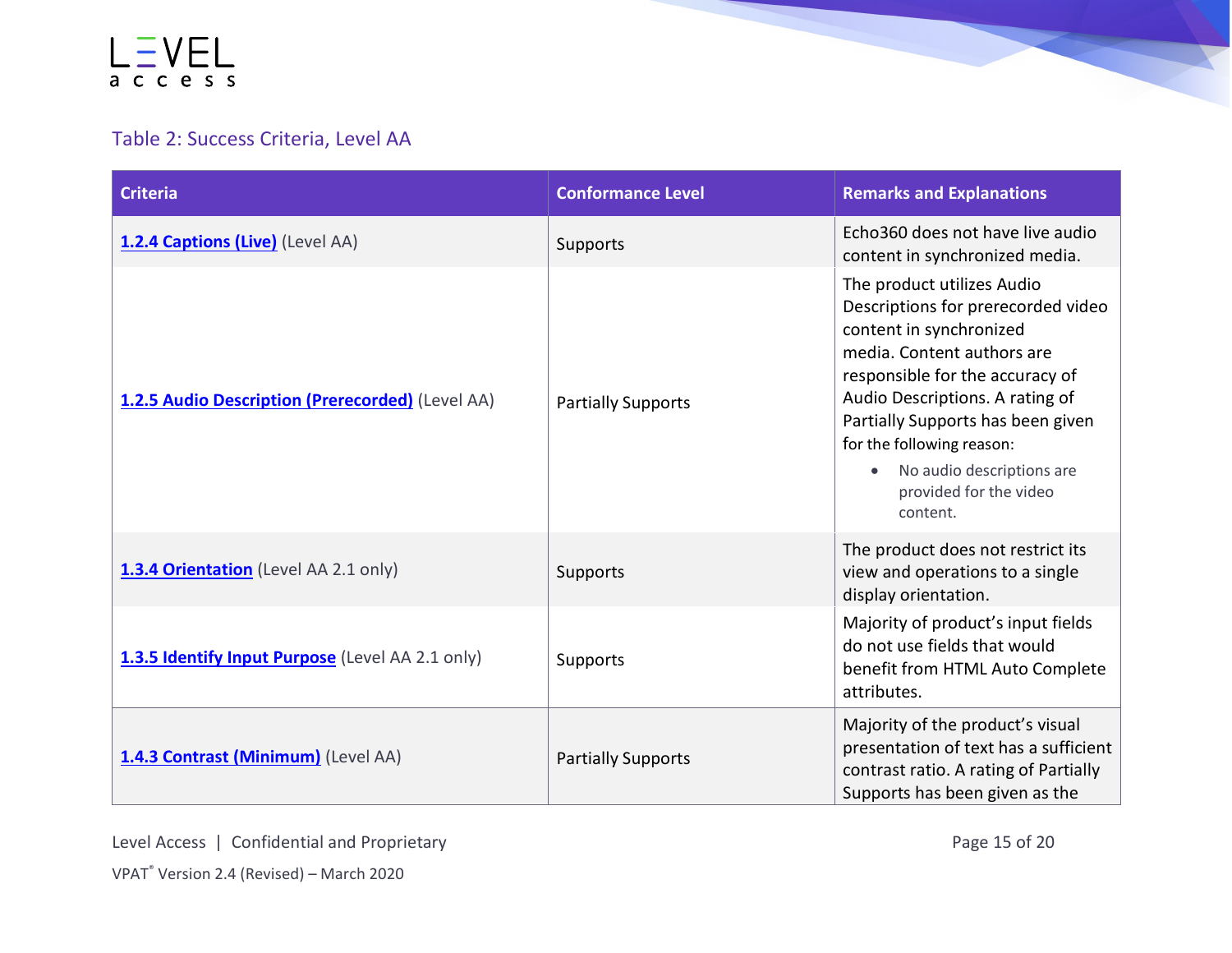Table 2: Success Criteria, Level AA

| Criteria | Conformance Level | Remarks and Explanations |
| --- | --- | --- |
| **1.2.4 Captions (Live)** (Level AA) | Supports | Echo360 does not have live audio content in synchronized media. |
| **1.2.5 Audio Description (Prerecorded)** (Level AA) | Partially Supports | The product utilizes Audio Descriptions for prerecorded video content in synchronized media. Content authors are responsible for the accuracy of Audio Descriptions. A rating of Partially Supports has been given for the following reason: <br>• No audio descriptions are provided for the video content. |
| **1.3.4 Orientation** (Level AA 2.1 only) | Supports | The product does not restrict its view and operations to a single display orientation. |
| **1.3.5 Identify Input Purpose** (Level AA 2.1 only) | Supports | Majority of product's input fields do not use fields that would benefit from HTML Auto Complete attributes. |
| **1.4.3 Contrast (Minimum)** (Level AA) | Partially Supports | Majority of the product's visual presentation of text has a sufficient contrast ratio. A rating of Partially Supports has been given as the |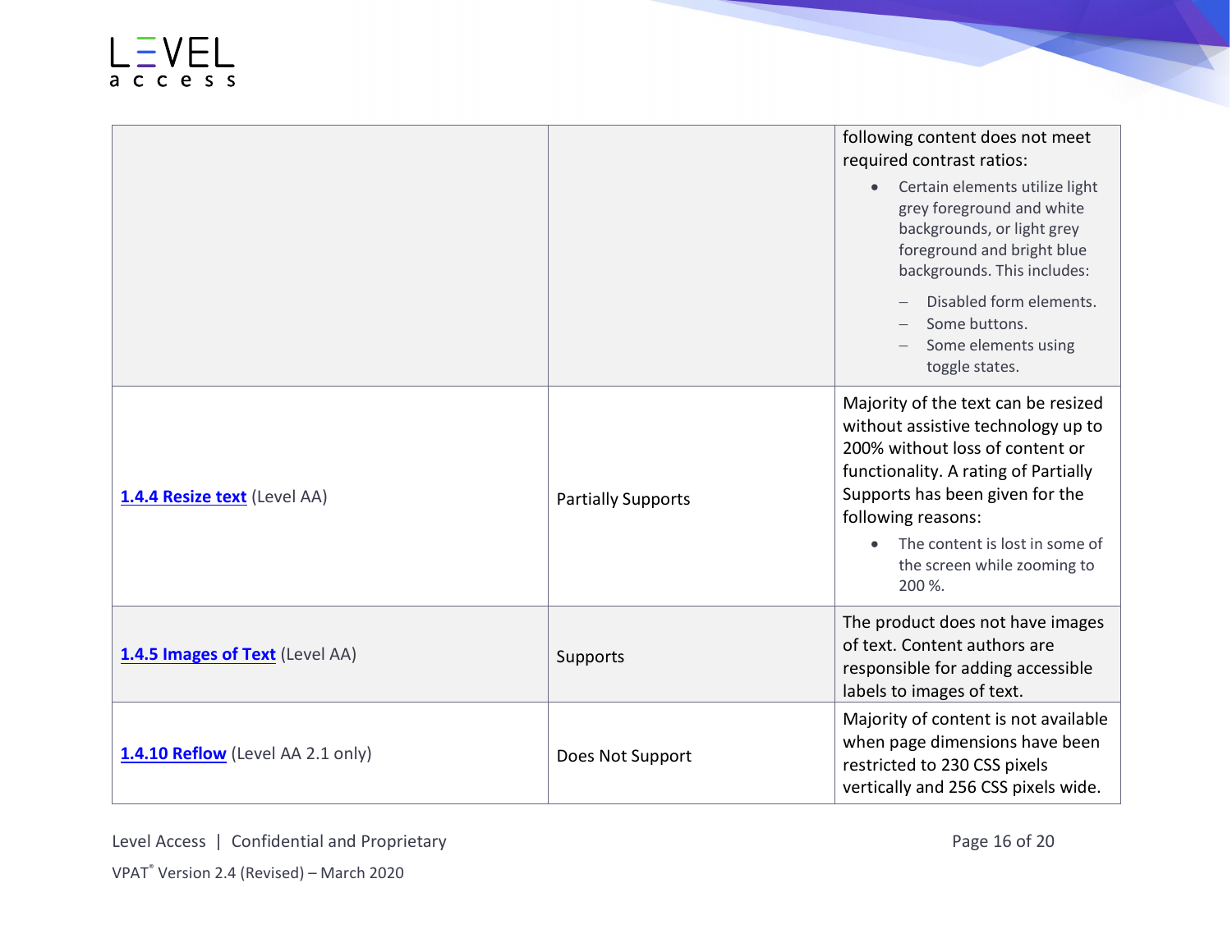| | | |
|---|---|---|
| | | following content does not meet required contrast ratios:<br>• Certain elements utilize light grey foreground and white backgrounds, or light grey foreground and bright blue backgrounds. This includes:<br>– Disabled form elements.<br>– Some buttons.<br>– Some elements using toggle states. |
| **[1.4.4 Resize text]** (Level AA) | Partially Supports | Majority of the text can be resized without assistive technology up to 200% without loss of content or functionality. A rating of Partially Supports has been given for the following reasons:<br>• The content is lost in some of the screen while zooming to 200 %. |
| **[1.4.5 Images of Text]** (Level AA) | Supports | The product does not have images of text. Content authors are responsible for adding accessible labels to images of text. |
| **[1.4.10 Reflow]** (Level AA 2.1 only) | Does Not Support | Majority of content is not available when page dimensions have been restricted to 230 CSS pixels vertically and 256 CSS pixels wide. |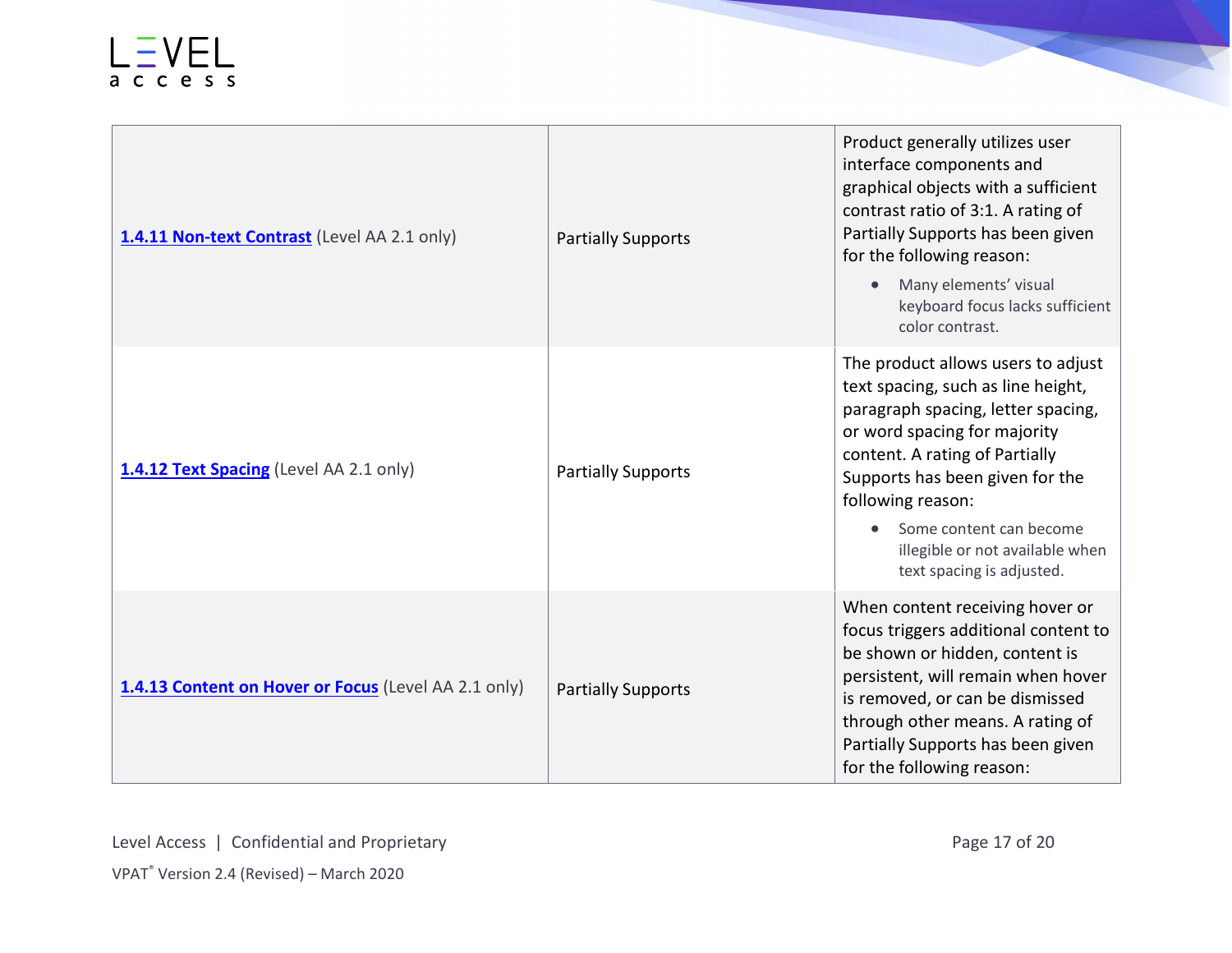| | | |
|---|---|---|
| **[1.4.11 Non-text Contrast](#)** (Level AA 2.1 only) | Partially Supports | Product generally utilizes user interface components and graphical objects with a sufficient contrast ratio of 3:1. A rating of Partially Supports has been given for the following reason: <br>• Many elements' visual keyboard focus lacks sufficient color contrast. |
| **[1.4.12 Text Spacing](#)** (Level AA 2.1 only) | Partially Supports | The product allows users to adjust text spacing, such as line height, paragraph spacing, letter spacing, or word spacing for majority content. A rating of Partially Supports has been given for the following reason: <br>• Some content can become illegible or not available when text spacing is adjusted. |
| **[1.4.13 Content on Hover or Focus](#)** (Level AA 2.1 only) | Partially Supports | When content receiving hover or focus triggers additional content to be shown or hidden, content is persistent, will remain when hover is removed, or can be dismissed through other means. A rating of Partially Supports has been given for the following reason: |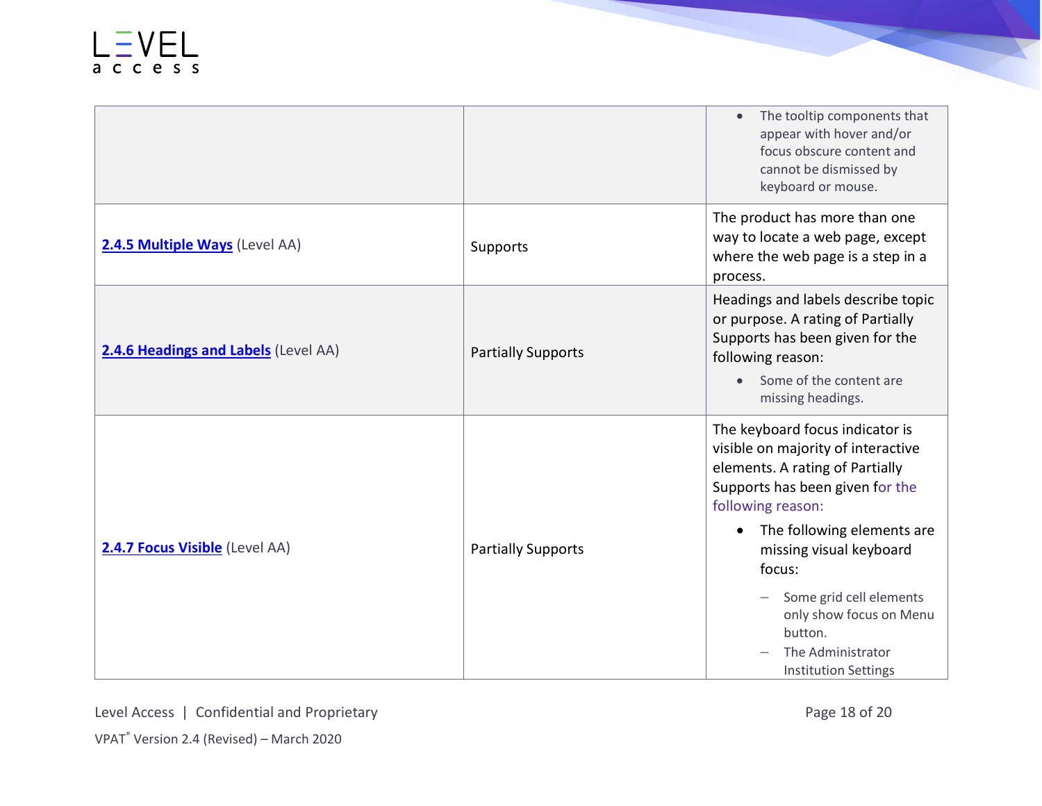| | | |
|---|---|---|
| | | • The tooltip components that appear with hover and/or focus obscure content and cannot be dismissed by keyboard or mouse. |
| **2.4.5 Multiple Ways** (Level AA) | Supports | The product has more than one way to locate a web page, except where the web page is a step in a process. |
| **2.4.6 Headings and Labels** (Level AA) | Partially Supports | Headings and labels describe topic or purpose. A rating of Partially Supports has been given for the following reason: <br>• Some of the content are missing headings. |
| **2.4.7 Focus Visible** (Level AA) | Partially Supports | The keyboard focus indicator is visible on majority of interactive elements. A rating of Partially Supports has been given for the following reason: <br>• The following elements are missing visual keyboard focus: <br>– Some grid cell elements only show focus on Menu button. <br>– The Administrator Institution Settings |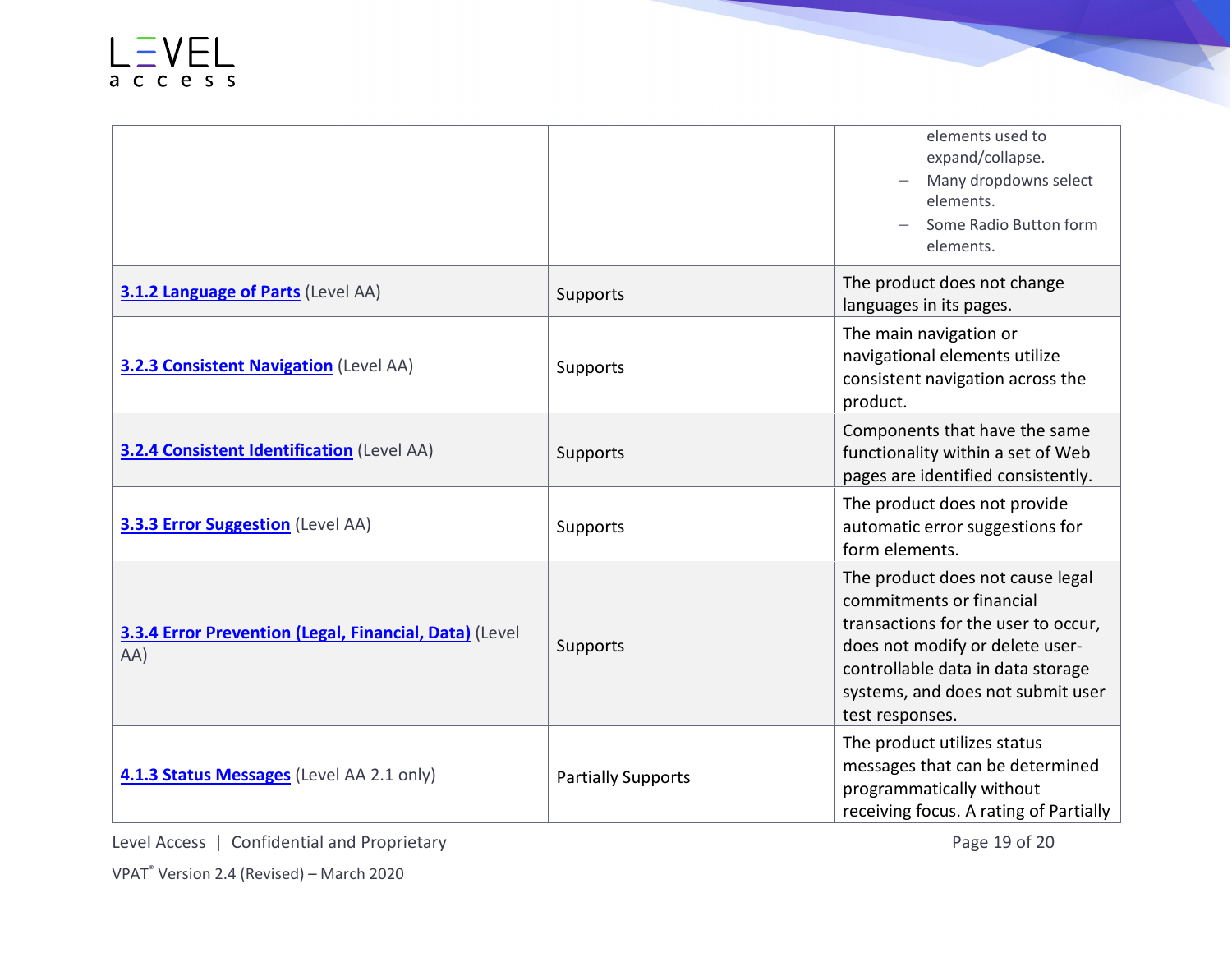| | | |
|---|---|---|
| | | – elements used to expand/collapse.<br>– Many dropdowns select elements.<br>– Some Radio Button form elements. |
| **3.1.2 Language of Parts** (Level AA) | Supports | The product does not change languages in its pages. |
| **3.2.3 Consistent Navigation** (Level AA) | Supports | The main navigation or navigational elements utilize consistent navigation across the product. |
| **3.2.4 Consistent Identification** (Level AA) | Supports | Components that have the same functionality within a set of Web pages are identified consistently. |
| **3.3.3 Error Suggestion** (Level AA) | Supports | The product does not provide automatic error suggestions for form elements. |
| **3.3.4 Error Prevention (Legal, Financial, Data)** (Level AA) | Supports | The product does not cause legal commitments or financial transactions for the user to occur, does not modify or delete user-controllable data in data storage systems, and does not submit user test responses. |
| **4.1.3 Status Messages** (Level AA 2.1 only) | Partially Supports | The product utilizes status messages that can be determined programmatically without receiving focus. A rating of Partially |

VPAT® Version 2.4 (Revised) – March 2020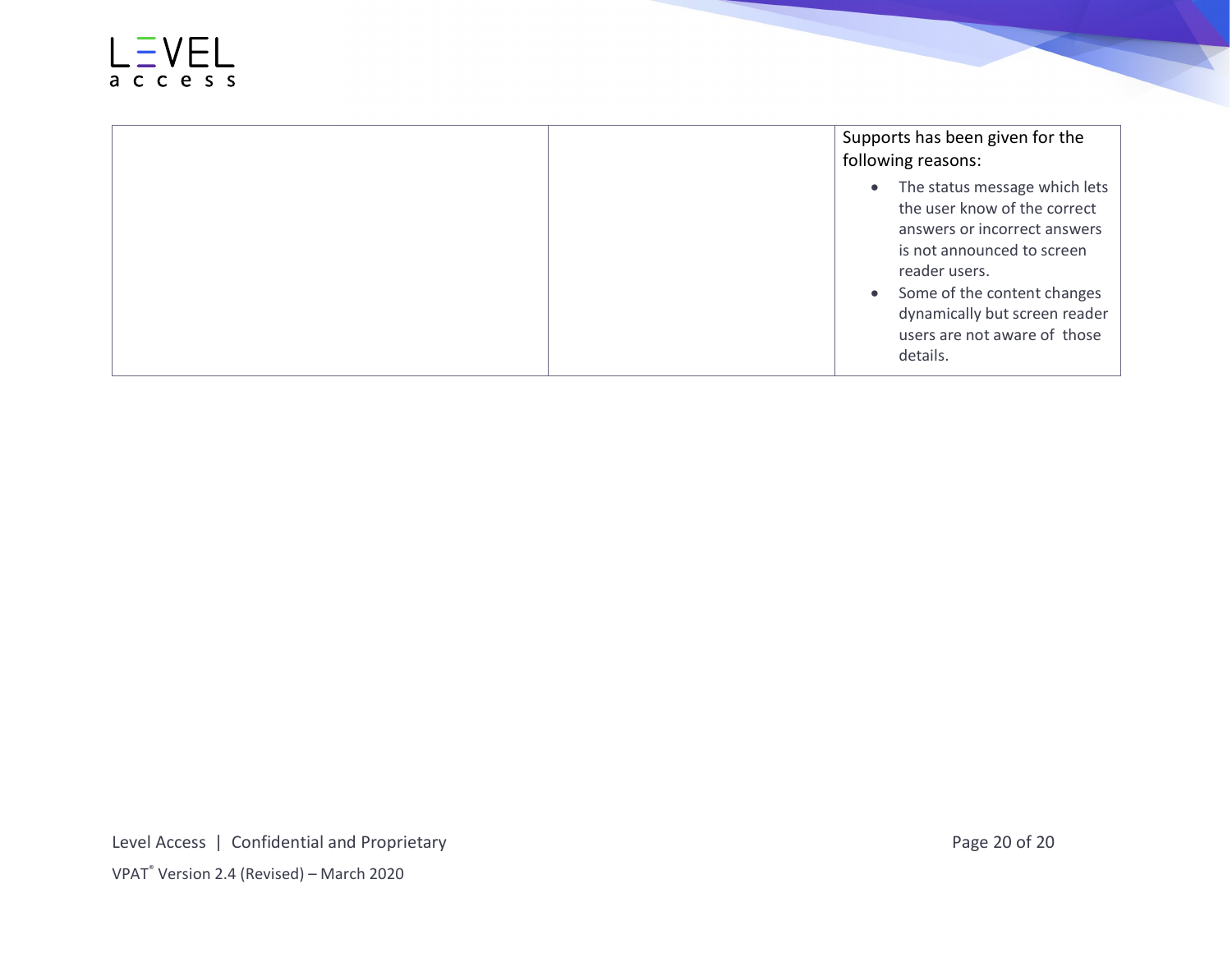| | | |
|---|---|---|
| | | Supports has been given for the following reasons:<br>• The status message which lets the user know of the correct answers or incorrect answers is not announced to screen reader users.<br>• Some of the content changes dynamically but screen reader users are not aware of those details. |